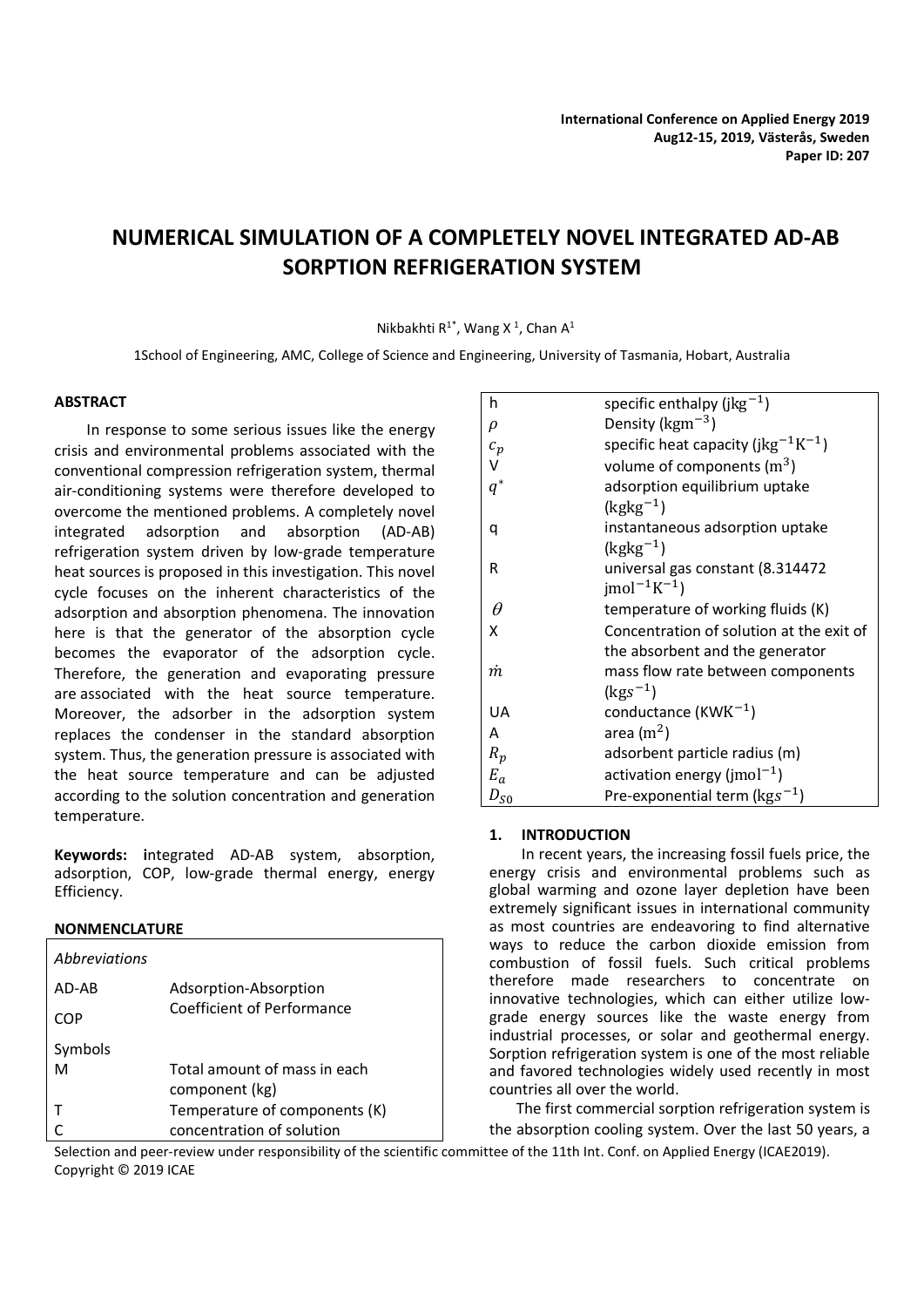# NUMERICAL SIMULATION OF A COMPLETELY NOVEL INTEGRATED AD-AB SORPTION REFRIGERATION SYSTEM

Nikbakhti R[1*], Wang X [1], Chan A[1]

1School of Engineering, AMC, College of Science and Engineering, University of Tasmania, Hobart, Australia

### ABSTRACT

In response to some serious issues like the energy crisis and environmental problems associated with the conventional compression refrigeration system, thermal air-conditioning systems were therefore developed to overcome the mentioned problems. A completely novel integrated adsorption and absorption (AD-AB) refrigeration system driven by low-grade temperature heat sources is proposed in this investigation. This novel cycle focuses on the inherent characteristics of the adsorption and absorption phenomena. The innovation here is that the generator of the absorption cycle becomes the evaporator of the adsorption cycle. Therefore, the generation and evaporating pressure are associated with the heat source temperature. Moreover, the adsorber in the adsorption system replaces the condenser in the standard absorption system. Thus, the generation pressure is associated with the heat source temperature and can be adjusted according to the solution concentration and generation temperature.

**Keywords:** **i**ntegrated AD-AB system, absorption, adsorption, COP, low-grade thermal energy, energy Efficiency.

### NONMENCLATURE

| *Abbreviations* | |
|---|---|
| AD-AB | Adsorption-Absorption |
| COP | Coefficient of Performance |
| Symbols | |
| M | Total amount of mass in each component (kg) |
| T | Temperature of components (K) |
| C | concentration of solution |
| h | specific enthalpy ($\mathrm{jkg^{-1}}$) |
| $\rho$ | Density ($\mathrm{kgm^{-3}}$) |
| $c_p$ | specific heat capacity ($\mathrm{jkg^{-1}K^{-1}}$) |
| V | volume of components ($\mathrm{m^3}$) |
| $q^*$ | adsorption equilibrium uptake ($\mathrm{kgkg^{-1}}$) |
| q | instantaneous adsorption uptake ($\mathrm{kgkg^{-1}}$) |
| R | universal gas constant (8.314472 $\mathrm{jmol^{-1}K^{-1}}$) |
| $\theta$ | temperature of working fluids (K) |
| X | Concentration of solution at the exit of the absorbent and the generator |
| $\dot{m}$ | mass flow rate between components ($\mathrm{kgs^{-1}}$) |
| UA | conductance ($\mathrm{KWK^{-1}}$) |
| A | area ($\mathrm{m^2}$) |
| $R_p$ | adsorbent particle radius (m) |
| $E_a$ | activation energy ($\mathrm{jmol^{-1}}$) |
| $D_{S0}$ | Pre-exponential term ($\mathrm{kgs^{-1}}$) |

## 1. INTRODUCTION

In recent years, the increasing fossil fuels price, the energy crisis and environmental problems such as global warming and ozone layer depletion have been extremely significant issues in international community as most countries are endeavoring to find alternative ways to reduce the carbon dioxide emission from combustion of fossil fuels. Such critical problems therefore made researchers to concentrate on innovative technologies, which can either utilize low-grade energy sources like the waste energy from industrial processes, or solar and geothermal energy. Sorption refrigeration system is one of the most reliable and favored technologies widely used recently in most countries all over the world.

The first commercial sorption refrigeration system is the absorption cooling system. Over the last 50 years, a

Selection and peer-review under responsibility of the scientific committee of the 11th Int. Conf. on Applied Energy (ICAE2019).
Copyright © 2019 ICAE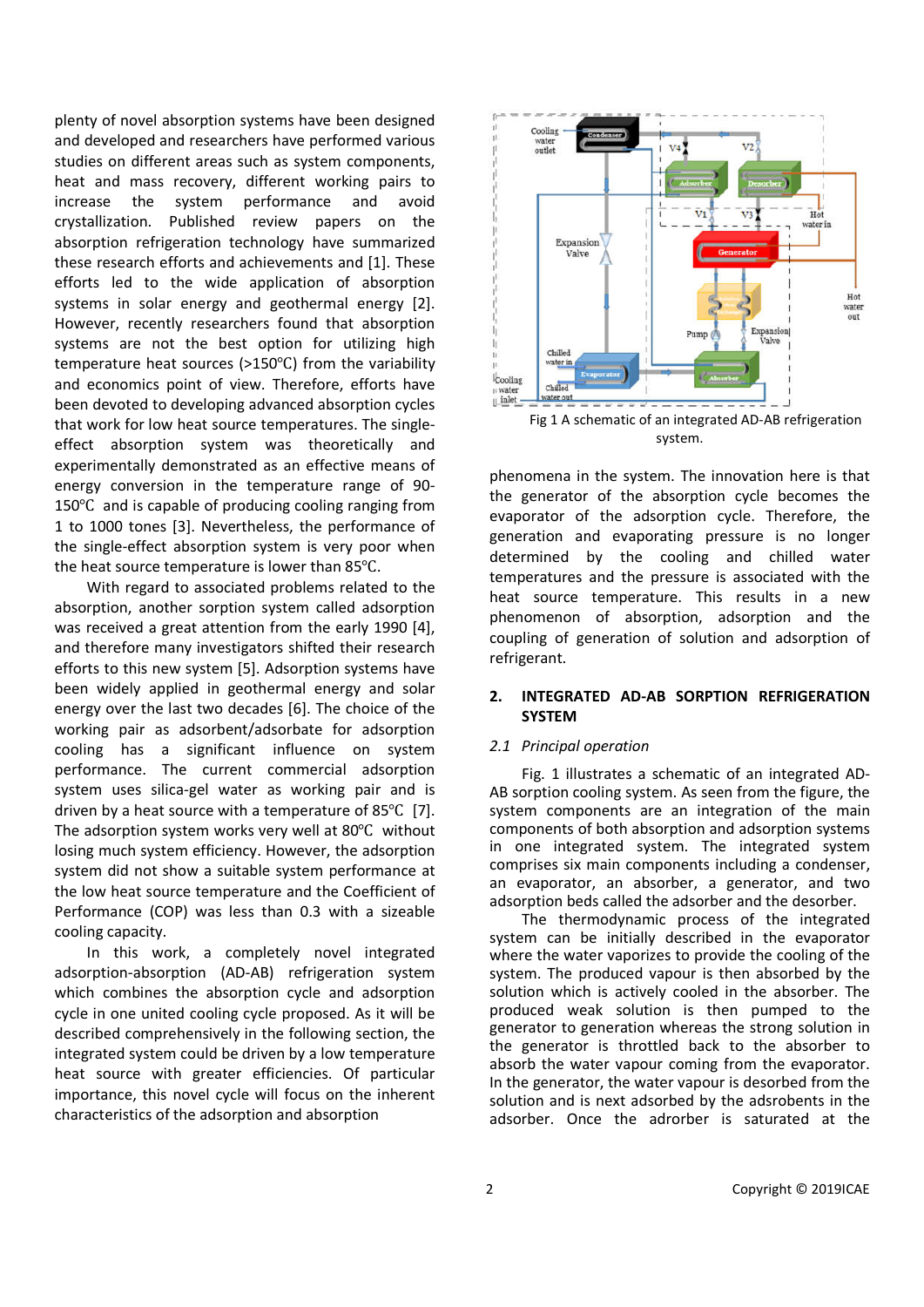plenty of novel absorption systems have been designed and developed and researchers have performed various studies on different areas such as system components, heat and mass recovery, different working pairs to increase the system performance and avoid crystallization. Published review papers on the absorption refrigeration technology have summarized these research efforts and achievements and [1]. These efforts led to the wide application of absorption systems in solar energy and geothermal energy [2]. However, recently researchers found that absorption systems are not the best option for utilizing high temperature heat sources (>150℃) from the variability and economics point of view. Therefore, efforts have been devoted to developing advanced absorption cycles that work for low heat source temperatures. The single-effect absorption system was theoretically and experimentally demonstrated as an effective means of energy conversion in the temperature range of 90-150℃ and is capable of producing cooling ranging from 1 to 1000 tones [3]. Nevertheless, the performance of the single-effect absorption system is very poor when the heat source temperature is lower than 85℃.

With regard to associated problems related to the absorption, another sorption system called adsorption was received a great attention from the early 1990 [4], and therefore many investigators shifted their research efforts to this new system [5]. Adsorption systems have been widely applied in geothermal energy and solar energy over the last two decades [6]. The choice of the working pair as adsorbent/adsorbate for adsorption cooling has a significant influence on system performance. The current commercial adsorption system uses silica-gel water as working pair and is driven by a heat source with a temperature of 85℃ [7]. The adsorption system works very well at 80℃ without losing much system efficiency. However, the adsorption system did not show a suitable system performance at the low heat source temperature and the Coefficient of Performance (COP) was less than 0.3 with a sizeable cooling capacity.

In this work, a completely novel integrated adsorption-absorption (AD-AB) refrigeration system which combines the absorption cycle and adsorption cycle in one united cooling cycle proposed. As it will be described comprehensively in the following section, the integrated system could be driven by a low temperature heat source with greater efficiencies. Of particular importance, this novel cycle will focus on the inherent characteristics of the adsorption and absorption

Fig 1 A schematic of an integrated AD-AB refrigeration system.

phenomena in the system. The innovation here is that the generator of the absorption cycle becomes the evaporator of the adsorption cycle. Therefore, the generation and evaporating pressure is no longer determined by the cooling and chilled water temperatures and the pressure is associated with the heat source temperature. This results in a new phenomenon of absorption, adsorption and the coupling of generation of solution and adsorption of refrigerant.

## 2. INTEGRATED AD-AB SORPTION REFRIGERATION SYSTEM

### *2.1 Principal operation*

Fig. 1 illustrates a schematic of an integrated AD-AB sorption cooling system. As seen from the figure, the system components are an integration of the main components of both absorption and adsorption systems in one integrated system. The integrated system comprises six main components including a condenser, an evaporator, an absorber, a generator, and two adsorption beds called the adsorber and the desorber.

The thermodynamic process of the integrated system can be initially described in the evaporator where the water vaporizes to provide the cooling of the system. The produced vapour is then absorbed by the solution which is actively cooled in the absorber. The produced weak solution is then pumped to the generator to generation whereas the strong solution in the generator is throttled back to the absorber to absorb the water vapour coming from the evaporator. In the generator, the water vapour is desorbed from the solution and is next adsorbed by the adsrobents in the adsorber. Once the adrorber is saturated at the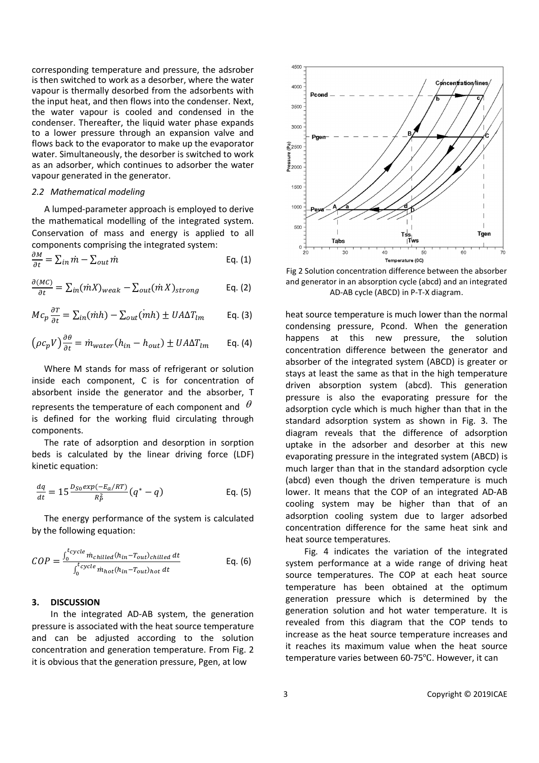corresponding temperature and pressure, the adsrober is then switched to work as a desorber, where the water vapour is thermally desorbed from the adsorbents with the input heat, and then flows into the condenser. Next, the water vapour is cooled and condensed in the condenser. Thereafter, the liquid water phase expands to a lower pressure through an expansion valve and flows back to the evaporator to make up the evaporator water. Simultaneously, the desorber is switched to work as an adsorber, which continues to adsorber the water vapour generated in the generator.

### *2.2 Mathematical modeling*

A lumped-parameter approach is employed to derive the mathematical modelling of the integrated system. Conservation of mass and energy is applied to all components comprising the integrated system:

$$\frac{\partial M}{\partial t} = \sum_{in} \dot{m} - \sum_{out} \dot{m} \qquad \text{Eq. (1)}$$

$$\frac{\partial (MC)}{\partial t} = \sum_{in} (\dot{m}X)_{weak} - \sum_{out} (\dot{m}X)_{strong} \qquad \text{Eq. (2)}$$

$$Mc_p \frac{\partial T}{\partial t} = \sum_{in} (\dot{m}h) - \sum_{out} (\dot{m}h) \pm UA\Delta T_{lm} \qquad \text{Eq. (3)}$$

$$(\rho c_p V) \frac{\partial \theta}{\partial t} = \dot{m}_{water} (h_{in} - h_{out}) \pm UA\Delta T_{lm} \qquad \text{Eq. (4)}$$

Where M stands for mass of refrigerant or solution inside each component, C is for concentration of absorbent inside the generator and the absorber, T represents the temperature of each component and $\theta$ is defined for the working fluid circulating through components.

The rate of adsorption and desorption in sorption beds is calculated by the linear driving force (LDF) kinetic equation:

$$\frac{dq}{dt} = 15 \frac{D_{S0} exp(-E_a/RT)}{R_P^2} (q^* - q) \qquad \text{Eq. (5)}$$

The energy performance of the system is calculated by the following equation:

$$COP = \frac{\int_0^{t_{cycle}} \dot{m}_{chilled} (h_{in} - T_{out})_{chilled} \, dt}{\int_0^{t_{cycle}} \dot{m}_{hot} (h_{in} - T_{out})_{hot} \, dt} \qquad \text{Eq. (6)}$$

## 3. DISCUSSION

In the integrated AD-AB system, the generation pressure is associated with the heat source temperature and can be adjusted according to the solution concentration and generation temperature. From Fig. 2 it is obvious that the generation pressure, Pgen, at low heat source temperature is much lower than the normal condensing pressure, Pcond. When the generation happens at this new pressure, the solution concentration difference between the generator and absorber of the integrated system (ABCD) is greater or stays at least the same as that in the high temperature driven absorption system (abcd). This generation pressure is also the evaporating pressure for the adsorption cycle which is much higher than that in the standard adsorption system as shown in Fig. 3. The diagram reveals that the difference of adsorption uptake in the adsorber and desorber at this new evaporating pressure in the integrated system (ABCD) is much larger than that in the standard adsorption cycle (abcd) even though the driven temperature is much lower. It means that the COP of an integrated AD-AB cooling system may be higher than that of an adsorption cooling system due to larger adsorbed concentration difference for the same heat sink and heat source temperatures.

Fig 2 Solution concentration difference between the absorber and generator in an absorption cycle (abcd) and an integrated AD-AB cycle (ABCD) in P-T-X diagram.

Fig. 4 indicates the variation of the integrated system performance at a wide range of driving heat source temperatures. The COP at each heat source temperature has been obtained at the optimum generation pressure which is determined by the generation solution and hot water temperature. It is revealed from this diagram that the COP tends to increase as the heat source temperature increases and it reaches its maximum value when the heat source temperature varies between 60-75°C. However, it can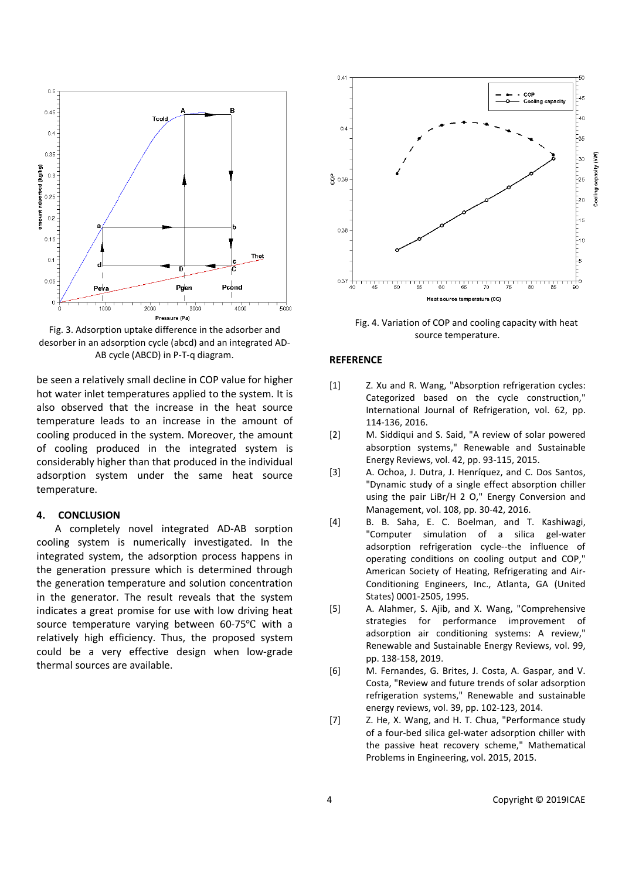Pressure (Pa)

amount adsorbed (kg/kg)

0 1000 2000 3000 4000 5000

0 0.05 0.1 0.15 0.2 0.25 0.3 0.35 0.4 0.45 0.5

Tcold A B a b c C d D Thot Peva Pgen Pcond

Fig. 3. Adsorption uptake difference in the adsorber and desorber in an adsorption cycle (abcd) and an integrated AD-AB cycle (ABCD) in P-T-q diagram.

COP

Cooling capacity (kW)

Heat source temperature (0C)

COP
Cooling capacity

0.37 0.38 0.39 0.4 0.41

0 5 10 15 20 25 30 35 40 45 50

40 45 50 55 60 65 70 75 80 85 90

Fig. 4. Variation of COP and cooling capacity with heat source temperature.

be seen a relatively small decline in COP value for higher hot water inlet temperatures applied to the system. It is also observed that the increase in the heat source temperature leads to an increase in the amount of cooling produced in the system. Moreover, the amount of cooling produced in the integrated system is considerably higher than that produced in the individual adsorption system under the same heat source temperature.

## 4. CONCLUSION

A completely novel integrated AD-AB sorption cooling system is numerically investigated. In the integrated system, the adsorption process happens in the generation pressure which is determined through the generation temperature and solution concentration in the generator. The result reveals that the system indicates a great promise for use with low driving heat source temperature varying between 60-75℃ with a relatively high efficiency. Thus, the proposed system could be a very effective design when low-grade thermal sources are available.

## REFERENCE

[1] Z. Xu and R. Wang, "Absorption refrigeration cycles: Categorized based on the cycle construction," International Journal of Refrigeration, vol. 62, pp. 114-136, 2016.

[2] M. Siddiqui and S. Said, "A review of solar powered absorption systems," Renewable and Sustainable Energy Reviews, vol. 42, pp. 93-115, 2015.

[3] A. Ochoa, J. Dutra, J. Henríquez, and C. Dos Santos, "Dynamic study of a single effect absorption chiller using the pair LiBr/H 2 O," Energy Conversion and Management, vol. 108, pp. 30-42, 2016.

[4] B. B. Saha, E. C. Boelman, and T. Kashiwagi, "Computer simulation of a silica gel-water adsorption refrigeration cycle--the influence of operating conditions on cooling output and COP," American Society of Heating, Refrigerating and Air-Conditioning Engineers, Inc., Atlanta, GA (United States) 0001-2505, 1995.

[5] A. Alahmer, S. Ajib, and X. Wang, "Comprehensive strategies for performance improvement of adsorption air conditioning systems: A review," Renewable and Sustainable Energy Reviews, vol. 99, pp. 138-158, 2019.

[6] M. Fernandes, G. Brites, J. Costa, A. Gaspar, and V. Costa, "Review and future trends of solar adsorption refrigeration systems," Renewable and sustainable energy reviews, vol. 39, pp. 102-123, 2014.

[7] Z. He, X. Wang, and H. T. Chua, "Performance study of a four-bed silica gel-water adsorption chiller with the passive heat recovery scheme," Mathematical Problems in Engineering, vol. 2015, 2015.